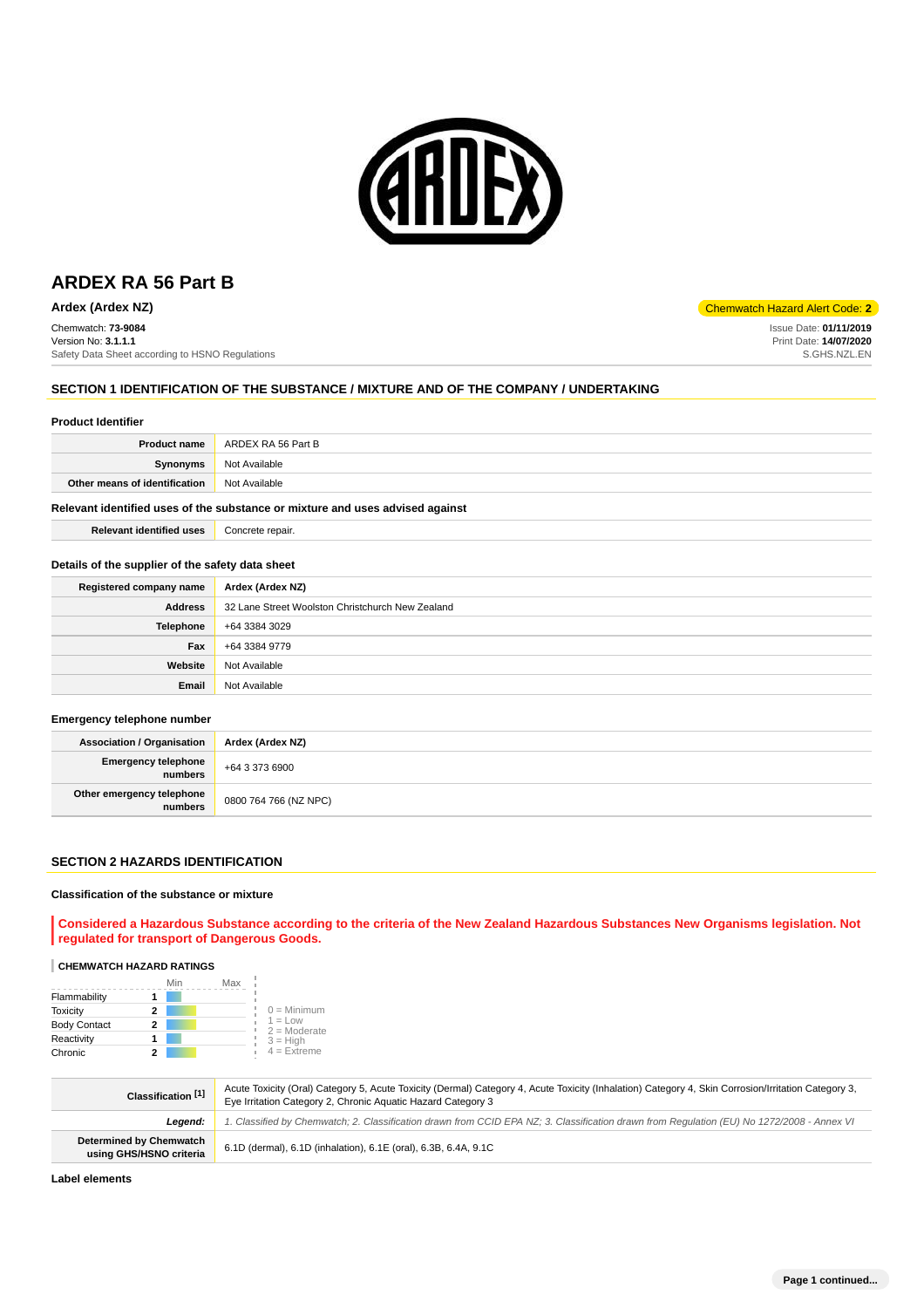# ARDEX RA 56 Part B

**Ardex (Ardex NZ)**

Chemwatch Hazard Alert Code: **2**

Chemwatch: **73-9084**
Version No: **3.1.1.1**
Safety Data Sheet according to HSNO Regulations

Issue Date: **01/11/2019**
Print Date: **14/07/2020**
S.GHS.NZL.EN

## SECTION 1 IDENTIFICATION OF THE SUBSTANCE / MIXTURE AND OF THE COMPANY / UNDERTAKING

### Product Identifier

| | |
|---|---|
| **Product name** | ARDEX RA 56 Part B |
| **Synonyms** | Not Available |
| **Other means of identification** | Not Available |

### Relevant identified uses of the substance or mixture and uses advised against

| | |
|---|---|
| **Relevant identified uses** | Concrete repair. |

### Details of the supplier of the safety data sheet

| | |
|---|---|
| **Registered company name** | **Ardex (Ardex NZ)** |
| **Address** | 32 Lane Street Woolston Christchurch New Zealand |
| **Telephone** | +64 3384 3029 |
| **Fax** | +64 3384 9779 |
| **Website** | Not Available |
| **Email** | Not Available |

### Emergency telephone number

| | |
|---|---|
| **Association / Organisation** | **Ardex (Ardex NZ)** |
| **Emergency telephone numbers** | +64 3 373 6900 |
| **Other emergency telephone numbers** | 0800 764 766 (NZ NPC) |

## SECTION 2 HAZARDS IDENTIFICATION

### Classification of the substance or mixture

**Considered a Hazardous Substance according to the criteria of the New Zealand Hazardous Substances New Organisms legislation. Not regulated for transport of Dangerous Goods.**

**CHEMWATCH HAZARD RATINGS**

| | | Min | Max |
|---|---|---|---|
| Flammability | 1 | | |
| Toxicity | 2 | | |
| Body Contact | 2 | | |
| Reactivity | 1 | | |
| Chronic | 2 | | |

0 = Minimum
1 = Low
2 = Moderate
3 = High
4 = Extreme

| | |
|---|---|
| **Classification [1]** | Acute Toxicity (Oral) Category 5, Acute Toxicity (Dermal) Category 4, Acute Toxicity (Inhalation) Category 4, Skin Corrosion/Irritation Category 3, Eye Irritation Category 2, Chronic Aquatic Hazard Category 3 |
| ***Legend:*** | *1. Classified by Chemwatch; 2. Classification drawn from CCID EPA NZ; 3. Classification drawn from Regulation (EU) No 1272/2008 - Annex VI* |
| **Determined by Chemwatch using GHS/HSNO criteria** | 6.1D (dermal), 6.1D (inhalation), 6.1E (oral), 6.3B, 6.4A, 9.1C |

**Label elements**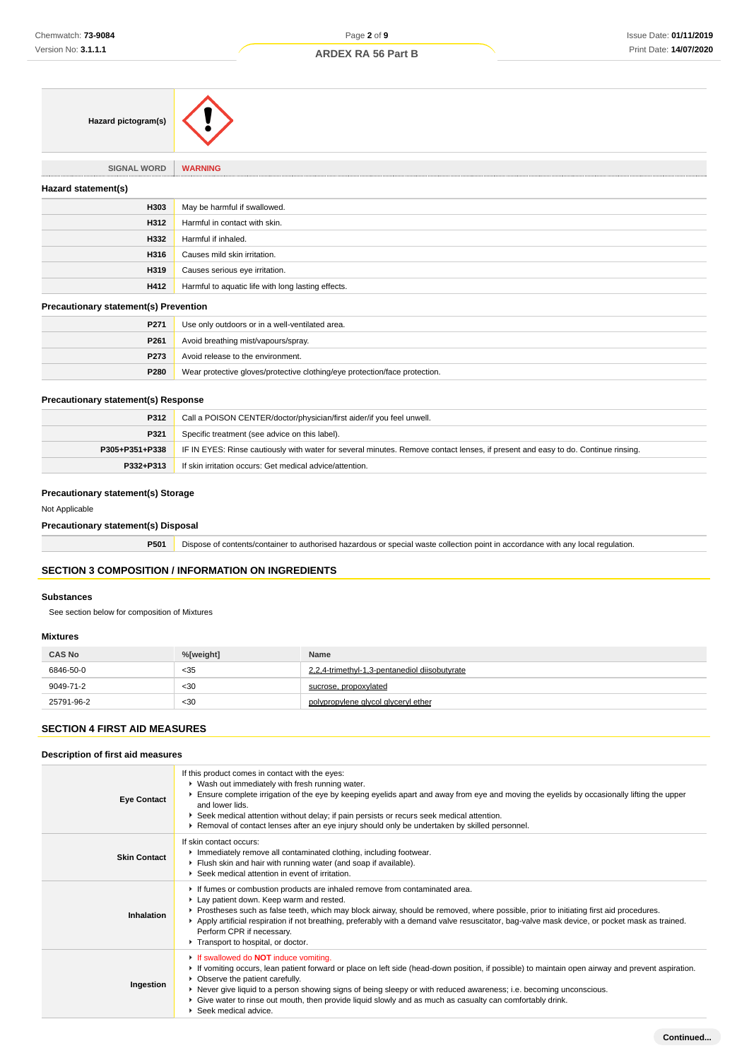| Hazard pictogram(s) | |
|---|---|

| SIGNAL WORD | WARNING |
|---|---|

### Hazard statement(s)

| | |
|---|---|
| H303 | May be harmful if swallowed. |
| H312 | Harmful in contact with skin. |
| H332 | Harmful if inhaled. |
| H316 | Causes mild skin irritation. |
| H319 | Causes serious eye irritation. |
| H412 | Harmful to aquatic life with long lasting effects. |

### Precautionary statement(s) Prevention

| | |
|---|---|
| P271 | Use only outdoors or in a well-ventilated area. |
| P261 | Avoid breathing mist/vapours/spray. |
| P273 | Avoid release to the environment. |
| P280 | Wear protective gloves/protective clothing/eye protection/face protection. |

### Precautionary statement(s) Response

| | |
|---|---|
| P312 | Call a POISON CENTER/doctor/physician/first aider/if you feel unwell. |
| P321 | Specific treatment (see advice on this label). |
| P305+P351+P338 | IF IN EYES: Rinse cautiously with water for several minutes. Remove contact lenses, if present and easy to do. Continue rinsing. |
| P332+P313 | If skin irritation occurs: Get medical advice/attention. |

### Precautionary statement(s) Storage

Not Applicable

### Precautionary statement(s) Disposal

| | |
|---|---|
| P501 | Dispose of contents/container to authorised hazardous or special waste collection point in accordance with any local regulation. |

## SECTION 3 COMPOSITION / INFORMATION ON INGREDIENTS

### Substances

See section below for composition of Mixtures

### Mixtures

| CAS No | %[weight] | Name |
|---|---|---|
| 6846-50-0 | <35 | 2,2,4-trimethyl-1,3-pentanediol diisobutyrate |
| 9049-71-2 | <30 | sucrose, propoxylated |
| 25791-96-2 | <30 | polypropylene glycol glyceryl ether |

## SECTION 4 FIRST AID MEASURES

### Description of first aid measures

| | |
|---|---|
| Eye Contact | If this product comes in contact with the eyes:<br>▸ Wash out immediately with fresh running water.<br>▸ Ensure complete irrigation of the eye by keeping eyelids apart and away from eye and moving the eyelids by occasionally lifting the upper and lower lids.<br>▸ Seek medical attention without delay; if pain persists or recurs seek medical attention.<br>▸ Removal of contact lenses after an eye injury should only be undertaken by skilled personnel. |
| Skin Contact | If skin contact occurs:<br>▸ Immediately remove all contaminated clothing, including footwear.<br>▸ Flush skin and hair with running water (and soap if available).<br>▸ Seek medical attention in event of irritation. |
| Inhalation | ▸ If fumes or combustion products are inhaled remove from contaminated area.<br>▸ Lay patient down. Keep warm and rested.<br>▸ Prostheses such as false teeth, which may block airway, should be removed, where possible, prior to initiating first aid procedures.<br>▸ Apply artificial respiration if not breathing, preferably with a demand valve resuscitator, bag-valve mask device, or pocket mask as trained. Perform CPR if necessary.<br>▸ Transport to hospital, or doctor. |
| Ingestion | ▸ If swallowed do **NOT** induce vomiting.<br>▸ If vomiting occurs, lean patient forward or place on left side (head-down position, if possible) to maintain open airway and prevent aspiration.<br>▸ Observe the patient carefully.<br>▸ Never give liquid to a person showing signs of being sleepy or with reduced awareness; i.e. becoming unconscious.<br>▸ Give water to rinse out mouth, then provide liquid slowly and as much as casualty can comfortably drink.<br>▸ Seek medical advice. |

Continued...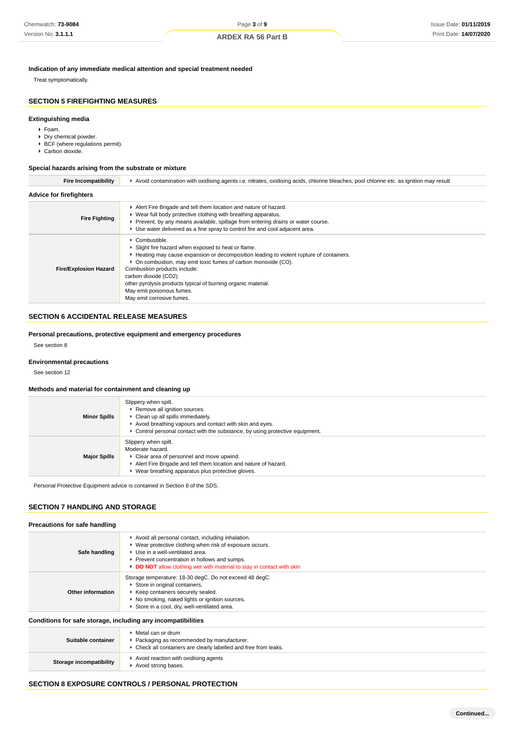### Indication of any immediate medical attention and special treatment needed

Treat symptomatically.

## SECTION 5 FIREFIGHTING MEASURES

### Extinguishing media

- Foam.
- Dry chemical powder.
- BCF (where regulations permit).
- Carbon dioxide.

### Special hazards arising from the substrate or mixture

| | |
|---|---|
| **Fire Incompatibility** | ▸ Avoid contamination with oxidising agents i.e. nitrates, oxidising acids, chlorine bleaches, pool chlorine etc. as ignition may result |

### Advice for firefighters

| | |
|---|---|
| **Fire Fighting** | ▸ Alert Fire Brigade and tell them location and nature of hazard.<br>▸ Wear full body protective clothing with breathing apparatus.<br>▸ Prevent, by any means available, spillage from entering drains or water course.<br>▸ Use water delivered as a fine spray to control fire and cool adjacent area. |
| **Fire/Explosion Hazard** | ▸ Combustible.<br>▸ Slight fire hazard when exposed to heat or flame.<br>▸ Heating may cause expansion or decomposition leading to violent rupture of containers.<br>▸ On combustion, may emit toxic fumes of carbon monoxide (CO).<br>Combustion products include:<br>carbon dioxide ($CO_2$)<br>other pyrolysis products typical of burning organic material.<br>May emit poisonous fumes.<br>May emit corrosive fumes. |

## SECTION 6 ACCIDENTAL RELEASE MEASURES

### Personal precautions, protective equipment and emergency procedures

See section 8

### Environmental precautions

See section 12

### Methods and material for containment and cleaning up

| | |
|---|---|
| **Minor Spills** | Slippery when spilt.<br>▸ Remove all ignition sources.<br>▸ Clean up all spills immediately.<br>▸ Avoid breathing vapours and contact with skin and eyes.<br>▸ Control personal contact with the substance, by using protective equipment. |
| **Major Spills** | Slippery when spilt.<br>Moderate hazard.<br>▸ Clear area of personnel and move upwind.<br>▸ Alert Fire Brigade and tell them location and nature of hazard.<br>▸ Wear breathing apparatus plus protective gloves. |

Personal Protective Equipment advice is contained in Section 8 of the SDS.

## SECTION 7 HANDLING AND STORAGE

### Precautions for safe handling

| | |
|---|---|
| **Safe handling** | ▸ Avoid all personal contact, including inhalation.<br>▸ Wear protective clothing when risk of exposure occurs.<br>▸ Use in a well-ventilated area.<br>▸ Prevent concentration in hollows and sumps.<br>▸ **DO NOT** allow clothing wet with material to stay in contact with skin |
| **Other information** | Storage temperature: 18-30 degC. Do not exceed 48 degC.<br>▸ Store in original containers.<br>▸ Keep containers securely sealed.<br>▸ No smoking, naked lights or ignition sources.<br>▸ Store in a cool, dry, well-ventilated area. |

### Conditions for safe storage, including any incompatibilities

| | |
|---|---|
| **Suitable container** | ▸ Metal can or drum<br>▸ Packaging as recommended by manufacturer.<br>▸ Check all containers are clearly labelled and free from leaks. |
| **Storage incompatibility** | ▸ Avoid reaction with oxidising agents<br>▸ Avoid strong bases. |

## SECTION 8 EXPOSURE CONTROLS / PERSONAL PROTECTION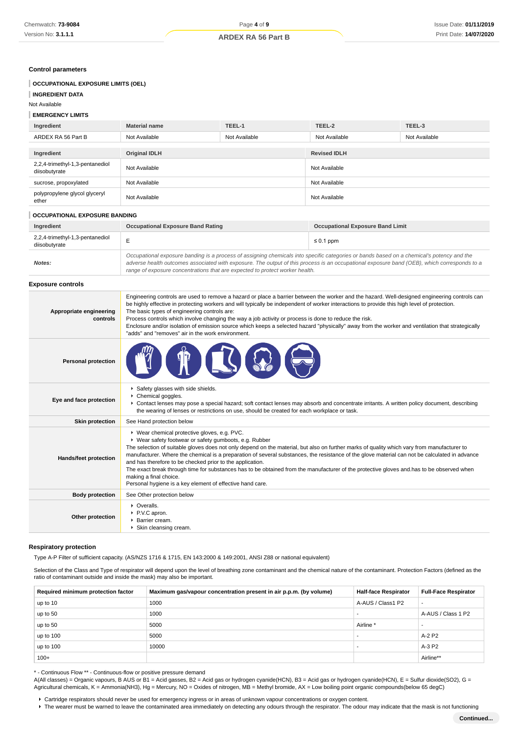### Control parameters

#### OCCUPATIONAL EXPOSURE LIMITS (OEL)

#### INGREDIENT DATA

Not Available

#### EMERGENCY LIMITS

| Ingredient | Material name | TEEL-1 | TEEL-2 | TEEL-3 |
|---|---|---|---|---|
| ARDEX RA 56 Part B | Not Available | Not Available | Not Available | Not Available |

| Ingredient | Original IDLH | Revised IDLH |
|---|---|---|
| 2,2,4-trimethyl-1,3-pentanediol diisobutyrate | Not Available | Not Available |
| sucrose, propoxylated | Not Available | Not Available |
| polypropylene glycol glyceryl ether | Not Available | Not Available |

#### OCCUPATIONAL EXPOSURE BANDING

| Ingredient | Occupational Exposure Band Rating | Occupational Exposure Band Limit |
|---|---|---|
| 2,2,4-trimethyl-1,3-pentanediol diisobutyrate | E | ≤ 0.1 ppm |
| ***Notes:*** | *Occupational exposure banding is a process of assigning chemicals into specific categories or bands based on a chemical's potency and the adverse health outcomes associated with exposure. The output of this process is an occupational exposure band (OEB), which corresponds to a range of exposure concentrations that are expected to protect worker health.* | |

### Exposure controls

| | |
|---|---|
| **Appropriate engineering controls** | Engineering controls are used to remove a hazard or place a barrier between the worker and the hazard. Well-designed engineering controls can be highly effective in protecting workers and will typically be independent of worker interactions to provide this high level of protection.<br>The basic types of engineering controls are:<br>Process controls which involve changing the way a job activity or process is done to reduce the risk.<br>Enclosure and/or isolation of emission source which keeps a selected hazard "physically" away from the worker and ventilation that strategically "adds" and "removes" air in the work environment. |
| **Personal protection** | |
| **Eye and face protection** | ▸ Safety glasses with side shields.<br>▸ Chemical goggles.<br>▸ Contact lenses may pose a special hazard; soft contact lenses may absorb and concentrate irritants. A written policy document, describing the wearing of lenses or restrictions on use, should be created for each workplace or task. |
| **Skin protection** | See Hand protection below |
| **Hands/feet protection** | ▸ Wear chemical protective gloves, e.g. PVC.<br>▸ Wear safety footwear or safety gumboots, e.g. Rubber<br>The selection of suitable gloves does not only depend on the material, but also on further marks of quality which vary from manufacturer to manufacturer. Where the chemical is a preparation of several substances, the resistance of the glove material can not be calculated in advance and has therefore to be checked prior to the application.<br>The exact break through time for substances has to be obtained from the manufacturer of the protective gloves and.has to be observed when making a final choice.<br>Personal hygiene is a key element of effective hand care. |
| **Body protection** | See Other protection below |
| **Other protection** | ▸ Overalls.<br>▸ P.V.C apron.<br>▸ Barrier cream.<br>▸ Skin cleansing cream. |

### Respiratory protection

Type A-P Filter of sufficient capacity. (AS/NZS 1716 & 1715, EN 143:2000 & 149:2001, ANSI Z88 or national equivalent)

Selection of the Class and Type of respirator will depend upon the level of breathing zone contaminant and the chemical nature of the contaminant. Protection Factors (defined as the ratio of contaminant outside and inside the mask) may also be important.

| Required minimum protection factor | Maximum gas/vapour concentration present in air p.p.m. (by volume) | Half-face Respirator | Full-Face Respirator |
|---|---|---|---|
| up to 10 | 1000 | A-AUS / Class1 P2 | - |
| up to 50 | 1000 | - | A-AUS / Class 1 P2 |
| up to 50 | 5000 | Airline * | - |
| up to 100 | 5000 | - | A-2 P2 |
| up to 100 | 10000 | - | A-3 P2 |
| 100+ | | | Airline** |

\* - Continuous Flow ** - Continuous-flow or positive pressure demand
A(All classes) = Organic vapours, B AUS or B1 = Acid gasses, B2 = Acid gas or hydrogen cyanide(HCN), B3 = Acid gas or hydrogen cyanide(HCN), E = Sulfur dioxide(SO2), G = Agricultural chemicals, K = Ammonia(NH3), Hg = Mercury, NO = Oxides of nitrogen, MB = Methyl bromide, AX = Low boiling point organic compounds(below 65 degC)

- Cartridge respirators should never be used for emergency ingress or in areas of unknown vapour concentrations or oxygen content.
- The wearer must be warned to leave the contaminated area immediately on detecting any odours through the respirator. The odour may indicate that the mask is not functioning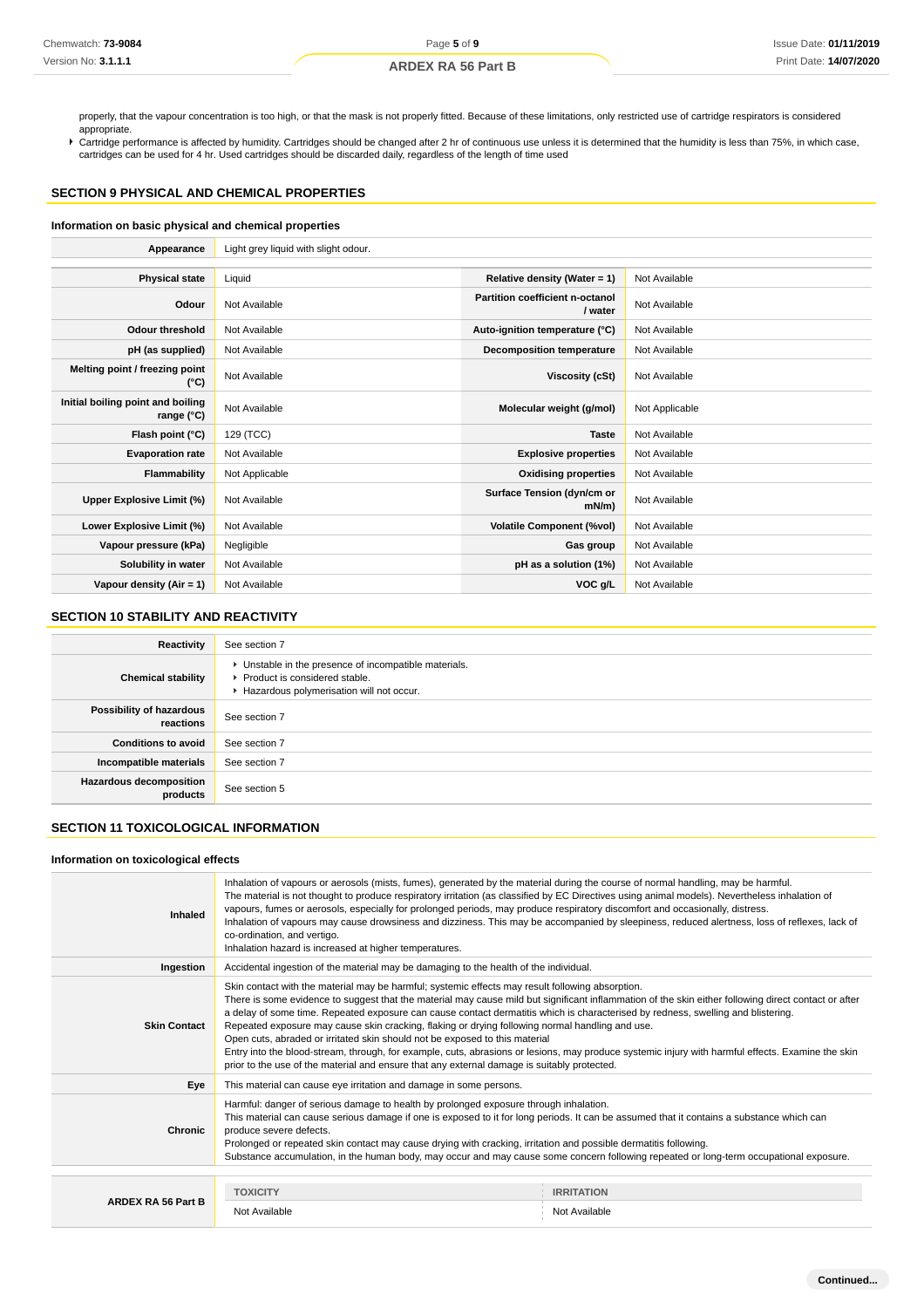properly, that the vapour concentration is too high, or that the mask is not properly fitted. Because of these limitations, only restricted use of cartridge respirators is considered appropriate.

- Cartridge performance is affected by humidity. Cartridges should be changed after 2 hr of continuous use unless it is determined that the humidity is less than 75%, in which case, cartridges can be used for 4 hr. Used cartridges should be discarded daily, regardless of the length of time used

## SECTION 9 PHYSICAL AND CHEMICAL PROPERTIES

### Information on basic physical and chemical properties

| **Appearance** | Light grey liquid with slight odour. | | |
|---|---|---|---|
| **Physical state** | Liquid | **Relative density (Water = 1)** | Not Available |
| **Odour** | Not Available | **Partition coefficient n-octanol / water** | Not Available |
| **Odour threshold** | Not Available | **Auto-ignition temperature (°C)** | Not Available |
| **pH (as supplied)** | Not Available | **Decomposition temperature** | Not Available |
| **Melting point / freezing point (°C)** | Not Available | **Viscosity (cSt)** | Not Available |
| **Initial boiling point and boiling range (°C)** | Not Available | **Molecular weight (g/mol)** | Not Applicable |
| **Flash point (°C)** | 129 (TCC) | **Taste** | Not Available |
| **Evaporation rate** | Not Available | **Explosive properties** | Not Available |
| **Flammability** | Not Applicable | **Oxidising properties** | Not Available |
| **Upper Explosive Limit (%)** | Not Available | **Surface Tension (dyn/cm or mN/m)** | Not Available |
| **Lower Explosive Limit (%)** | Not Available | **Volatile Component (%vol)** | Not Available |
| **Vapour pressure (kPa)** | Negligible | **Gas group** | Not Available |
| **Solubility in water** | Not Available | **pH as a solution (1%)** | Not Available |
| **Vapour density (Air = 1)** | Not Available | **VOC g/L** | Not Available |

## SECTION 10 STABILITY AND REACTIVITY

| | |
|---|---|
| **Reactivity** | See section 7 |
| **Chemical stability** | - Unstable in the presence of incompatible materials.<br>- Product is considered stable.<br>- Hazardous polymerisation will not occur. |
| **Possibility of hazardous reactions** | See section 7 |
| **Conditions to avoid** | See section 7 |
| **Incompatible materials** | See section 7 |
| **Hazardous decomposition products** | See section 5 |

## SECTION 11 TOXICOLOGICAL INFORMATION

### Information on toxicological effects

| | |
|---|---|
| **Inhaled** | Inhalation of vapours or aerosols (mists, fumes), generated by the material during the course of normal handling, may be harmful.<br>The material is not thought to produce respiratory irritation (as classified by EC Directives using animal models). Nevertheless inhalation of vapours, fumes or aerosols, especially for prolonged periods, may produce respiratory discomfort and occasionally, distress.<br>Inhalation of vapours may cause drowsiness and dizziness. This may be accompanied by sleepiness, reduced alertness, loss of reflexes, lack of co-ordination, and vertigo.<br>Inhalation hazard is increased at higher temperatures. |
| **Ingestion** | Accidental ingestion of the material may be damaging to the health of the individual. |
| **Skin Contact** | Skin contact with the material may be harmful; systemic effects may result following absorption.<br>There is some evidence to suggest that the material may cause mild but significant inflammation of the skin either following direct contact or after a delay of some time. Repeated exposure can cause contact dermatitis which is characterised by redness, swelling and blistering.<br>Repeated exposure may cause skin cracking, flaking or drying following normal handling and use.<br>Open cuts, abraded or irritated skin should not be exposed to this material<br>Entry into the blood-stream, through, for example, cuts, abrasions or lesions, may produce systemic injury with harmful effects. Examine the skin prior to the use of the material and ensure that any external damage is suitably protected. |
| **Eye** | This material can cause eye irritation and damage in some persons. |
| **Chronic** | Harmful: danger of serious damage to health by prolonged exposure through inhalation.<br>This material can cause serious damage if one is exposed to it for long periods. It can be assumed that it contains a substance which can produce severe defects.<br>Prolonged or repeated skin contact may cause drying with cracking, irritation and possible dermatitis following.<br>Substance accumulation, in the human body, may occur and may cause some concern following repeated or long-term occupational exposure. |

| **ARDEX RA 56 Part B** | **TOXICITY** | **IRRITATION** |
|---|---|---|
| | Not Available | Not Available |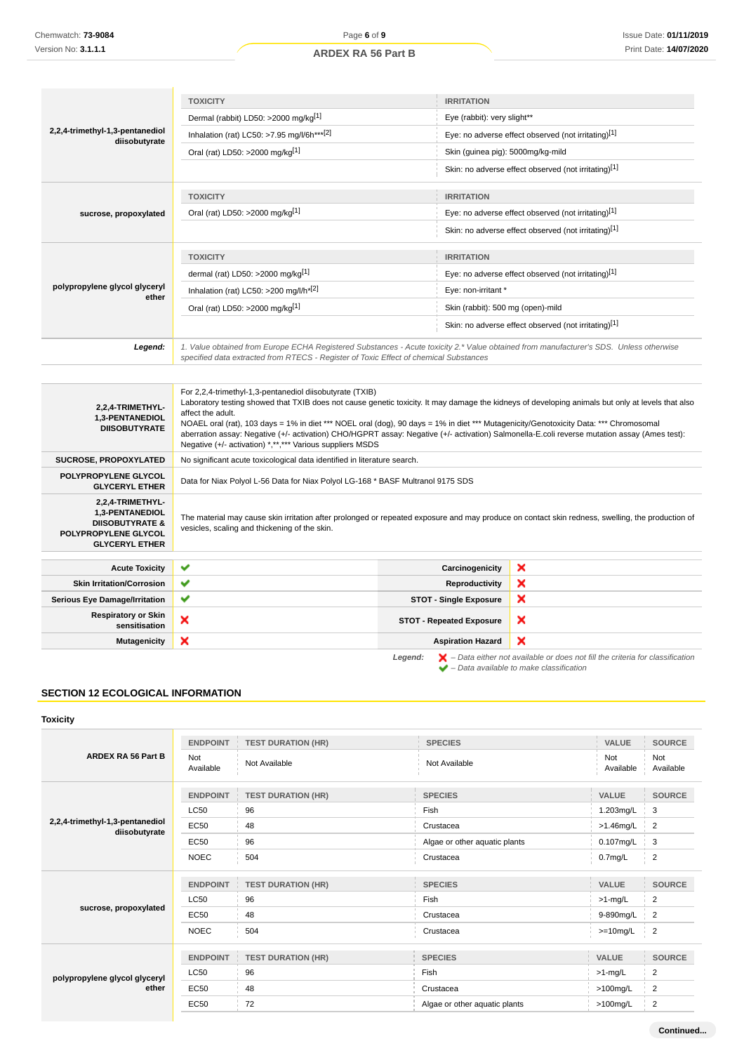| | TOXICITY | IRRITATION |
|---|---|---|
| **2,2,4-trimethyl-1,3-pentanediol diisobutyrate** | Dermal (rabbit) LD50: >2000 mg/kg[1] | Eye (rabbit): very slight** |
| | Inhalation (rat) LC50: >7.95 mg/l/6h***[2] | Eye: no adverse effect observed (not irritating)[1] |
| | Oral (rat) LD50: >2000 mg/kg[1] | Skin (guinea pig): 5000mg/kg-mild |
| | | Skin: no adverse effect observed (not irritating)[1] |

| | TOXICITY | IRRITATION |
|---|---|---|
| **sucrose, propoxylated** | Oral (rat) LD50: >2000 mg/kg[1] | Eye: no adverse effect observed (not irritating)[1] |
| | | Skin: no adverse effect observed (not irritating)[1] |

| | TOXICITY | IRRITATION |
|---|---|---|
| **polypropylene glycol glyceryl ether** | dermal (rat) LD50: >2000 mg/kg[1] | Eye: no adverse effect observed (not irritating)[1] |
| | Inhalation (rat) LC50: >200 mg/l/h*[2] | Eye: non-irritant * |
| | Oral (rat) LD50: >2000 mg/kg[1] | Skin (rabbit): 500 mg (open)-mild |
| | | Skin: no adverse effect observed (not irritating)[1] |

***Legend:*** *1. Value obtained from Europe ECHA Registered Substances - Acute toxicity 2.* Value obtained from manufacturer's SDS. Unless otherwise specified data extracted from RTECS - Register of Toxic Effect of chemical Substances*

| | |
|---|---|
| **2,2,4-TRIMETHYL-1,3-PENTANEDIOL DIISOBUTYRATE** | For 2,2,4-trimethyl-1,3-pentanediol diisobutyrate (TXIB) Laboratory testing showed that TXIB does not cause genetic toxicity. It may damage the kidneys of developing animals but only at levels that also affect the adult. NOEL oral (rat), 103 days = 1% in diet *** NOEL oral (dog), 90 days = 1% in diet *** Mutagenicity/Genotoxicity Data: *** Chromosomal aberration assay: Negative (+/- activation) CHO/HGPRT assay: Negative (+/- activation) Salmonella-E.coli reverse mutation assay (Ames test): Negative (+/- activation) *,**,*** Various suppliers MSDS |
| **SUCROSE, PROPOXYLATED** | No significant acute toxicological data identified in literature search. |
| **POLYPROPYLENE GLYCOL GLYCERYL ETHER** | Data for Niax Polyol L-56 Data for Niax Polyol LG-168 * BASF Multranol 9175 SDS |
| **2,2,4-TRIMETHYL-1,3-PENTANEDIOL DIISOBUTYRATE & POLYPROPYLENE GLYCOL GLYCERYL ETHER** | The material may cause skin irritation after prolonged or repeated exposure and may produce on contact skin redness, swelling, the production of vesicles, scaling and thickening of the skin. |

| | | | |
|---|---|---|---|
| **Acute Toxicity** | ✔ | **Carcinogenicity** | ✘ |
| **Skin Irritation/Corrosion** | ✔ | **Reproductivity** | ✘ |
| **Serious Eye Damage/Irritation** | ✔ | **STOT - Single Exposure** | ✘ |
| **Respiratory or Skin sensitisation** | ✘ | **STOT - Repeated Exposure** | ✘ |
| **Mutagenicity** | ✘ | **Aspiration Hazard** | ✘ |

***Legend:*** *✘ – Data either not available or does not fill the criteria for classification*
*✔ – Data available to make classification*

## SECTION 12 ECOLOGICAL INFORMATION

### Toxicity

| | ENDPOINT | TEST DURATION (HR) | SPECIES | VALUE | SOURCE |
|---|---|---|---|---|---|
| **ARDEX RA 56 Part B** | Not Available | Not Available | Not Available | Not Available | Not Available |

| | ENDPOINT | TEST DURATION (HR) | SPECIES | VALUE | SOURCE |
|---|---|---|---|---|---|
| **2,2,4-trimethyl-1,3-pentanediol diisobutyrate** | LC50 | 96 | Fish | 1.203mg/L | 3 |
| | EC50 | 48 | Crustacea | >1.46mg/L | 2 |
| | EC50 | 96 | Algae or other aquatic plants | 0.107mg/L | 3 |
| | NOEC | 504 | Crustacea | 0.7mg/L | 2 |

| | ENDPOINT | TEST DURATION (HR) | SPECIES | VALUE | SOURCE |
|---|---|---|---|---|---|
| **sucrose, propoxylated** | LC50 | 96 | Fish | >1-mg/L | 2 |
| | EC50 | 48 | Crustacea | 9-890mg/L | 2 |
| | NOEC | 504 | Crustacea | >=10mg/L | 2 |

| | ENDPOINT | TEST DURATION (HR) | SPECIES | VALUE | SOURCE |
|---|---|---|---|---|---|
| **polypropylene glycol glyceryl ether** | LC50 | 96 | Fish | >1-mg/L | 2 |
| | EC50 | 48 | Crustacea | >100mg/L | 2 |
| | EC50 | 72 | Algae or other aquatic plants | >100mg/L | 2 |

**Continued...**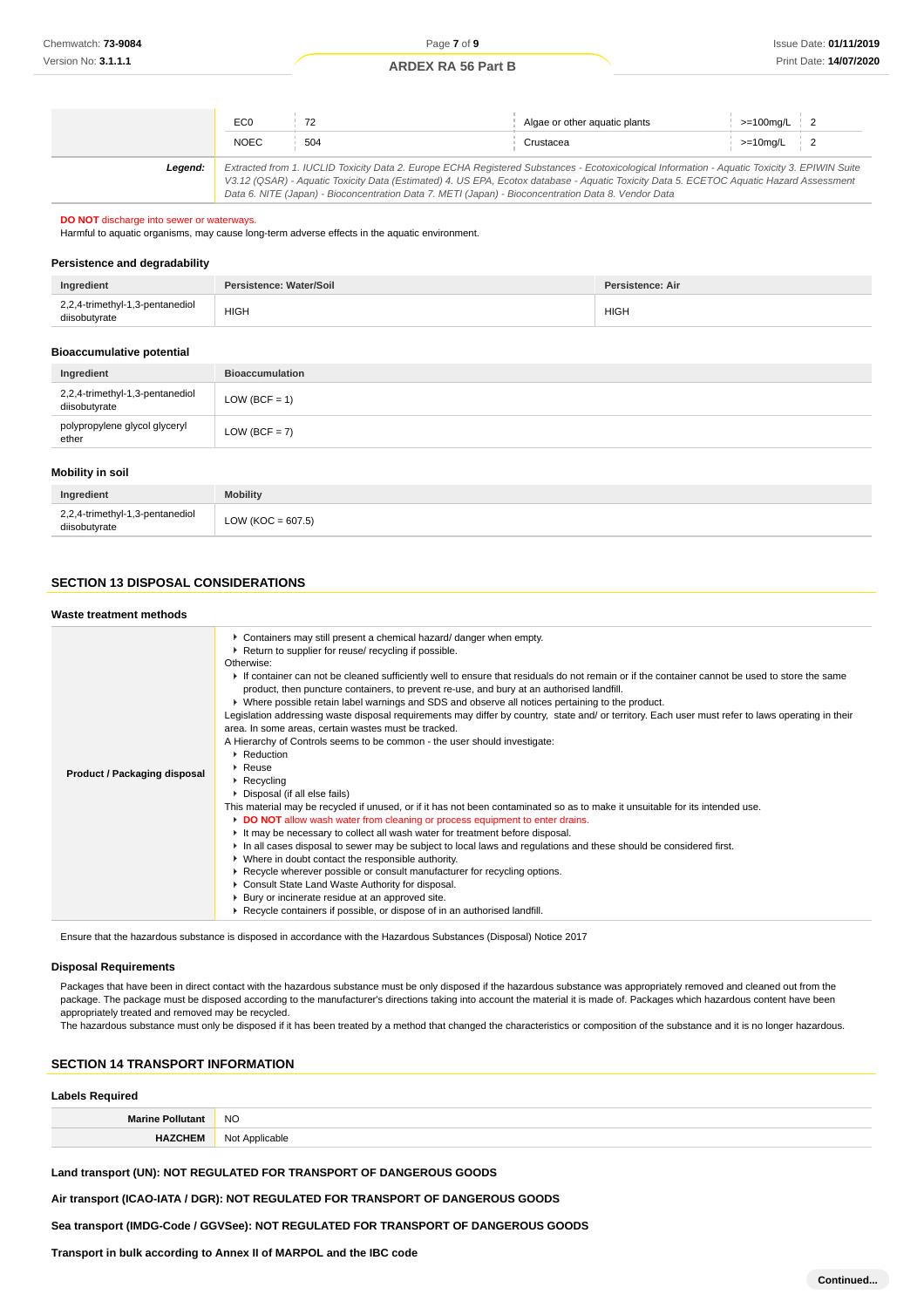| | | | | | |
|---|---|---|---|---|---|
| | EC0 | 72 | Algae or other aquatic plants | >=100mg/L | 2 |
| | NOEC | 504 | Crustacea | >=10mg/L | 2 |
| **Legend:** | *Extracted from 1. IUCLID Toxicity Data 2. Europe ECHA Registered Substances - Ecotoxicological Information - Aquatic Toxicity 3. EPIWIN Suite V3.12 (QSAR) - Aquatic Toxicity Data (Estimated) 4. US EPA, Ecotox database - Aquatic Toxicity Data 5. ECETOC Aquatic Hazard Assessment Data 6. NITE (Japan) - Bioconcentration Data 7. METI (Japan) - Bioconcentration Data 8. Vendor Data* | | | | |

**DO NOT** discharge into sewer or waterways.
Harmful to aquatic organisms, may cause long-term adverse effects in the aquatic environment.

### Persistence and degradability

| Ingredient | Persistence: Water/Soil | Persistence: Air |
|---|---|---|
| 2,2,4-trimethyl-1,3-pentanediol diisobutyrate | HIGH | HIGH |

### Bioaccumulative potential

| Ingredient | Bioaccumulation |
|---|---|
| 2,2,4-trimethyl-1,3-pentanediol diisobutyrate | LOW (BCF = 1) |
| polypropylene glycol glyceryl ether | LOW (BCF = 7) |

### Mobility in soil

| Ingredient | Mobility |
|---|---|
| 2,2,4-trimethyl-1,3-pentanediol diisobutyrate | LOW (KOC = 607.5) |

## SECTION 13 DISPOSAL CONSIDERATIONS

### Waste treatment methods

| | |
|---|---|
| **Product / Packaging disposal** | ▶ Containers may still present a chemical hazard/ danger when empty.<br>▶ Return to supplier for reuse/ recycling if possible.<br>Otherwise:<br>▶ If container can not be cleaned sufficiently well to ensure that residuals do not remain or if the container cannot be used to store the same product, then puncture containers, to prevent re-use, and bury at an authorised landfill.<br>▶ Where possible retain label warnings and SDS and observe all notices pertaining to the product.<br>Legislation addressing waste disposal requirements may differ by country, state and/ or territory. Each user must refer to laws operating in their area. In some areas, certain wastes must be tracked.<br>A Hierarchy of Controls seems to be common - the user should investigate:<br>▶ Reduction<br>▶ Reuse<br>▶ Recycling<br>▶ Disposal (if all else fails)<br>This material may be recycled if unused, or if it has not been contaminated so as to make it unsuitable for its intended use.<br>▶ **DO NOT** allow wash water from cleaning or process equipment to enter drains.<br>▶ It may be necessary to collect all wash water for treatment before disposal.<br>▶ In all cases disposal to sewer may be subject to local laws and regulations and these should be considered first.<br>▶ Where in doubt contact the responsible authority.<br>▶ Recycle wherever possible or consult manufacturer for recycling options.<br>▶ Consult State Land Waste Authority for disposal.<br>▶ Bury or incinerate residue at an approved site.<br>▶ Recycle containers if possible, or dispose of in an authorised landfill. |

Ensure that the hazardous substance is disposed in accordance with the Hazardous Substances (Disposal) Notice 2017

### Disposal Requirements

Packages that have been in direct contact with the hazardous substance must be only disposed if the hazardous substance was appropriately removed and cleaned out from the package. The package must be disposed according to the manufacturer's directions taking into account the material it is made of. Packages which hazardous content have been appropriately treated and removed may be recycled.
The hazardous substance must only be disposed if it has been treated by a method that changed the characteristics or composition of the substance and it is no longer hazardous.

## SECTION 14 TRANSPORT INFORMATION

### Labels Required

| | |
|---|---|
| **Marine Pollutant** | NO |
| **HAZCHEM** | Not Applicable |

**Land transport (UN): NOT REGULATED FOR TRANSPORT OF DANGEROUS GOODS**

**Air transport (ICAO-IATA / DGR): NOT REGULATED FOR TRANSPORT OF DANGEROUS GOODS**

**Sea transport (IMDG-Code / GGVSee): NOT REGULATED FOR TRANSPORT OF DANGEROUS GOODS**

**Transport in bulk according to Annex II of MARPOL and the IBC code**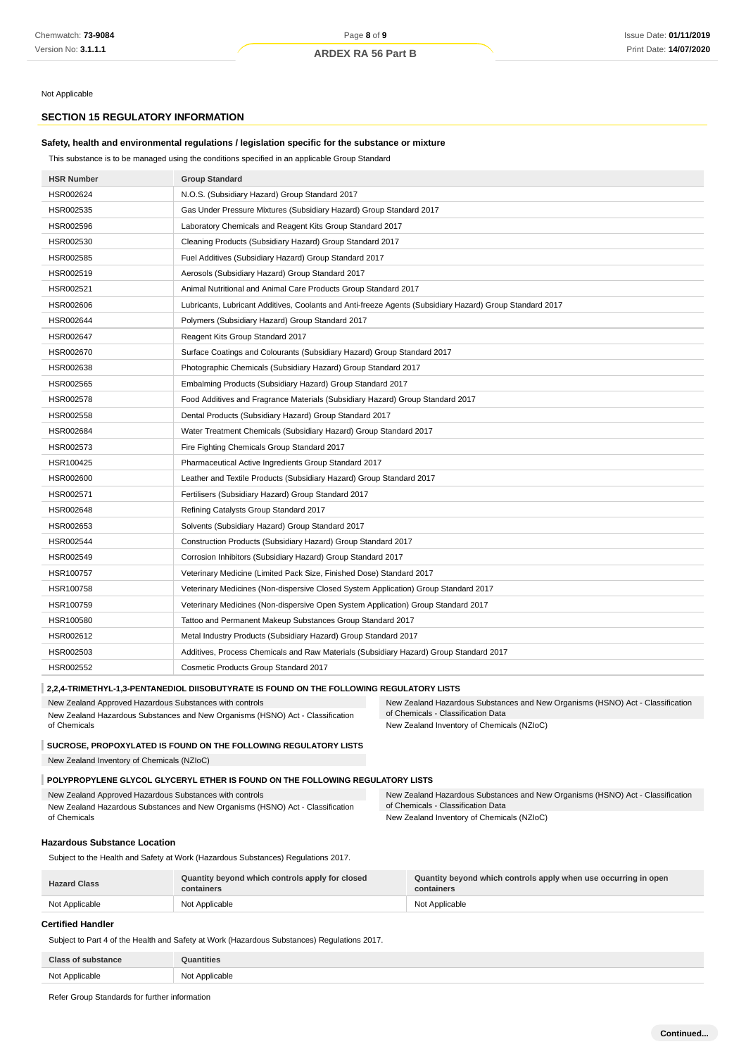Not Applicable

## SECTION 15 REGULATORY INFORMATION

### Safety, health and environmental regulations / legislation specific for the substance or mixture

This substance is to be managed using the conditions specified in an applicable Group Standard

| HSR Number | Group Standard |
|---|---|
| HSR002624 | N.O.S. (Subsidiary Hazard) Group Standard 2017 |
| HSR002535 | Gas Under Pressure Mixtures (Subsidiary Hazard) Group Standard 2017 |
| HSR002596 | Laboratory Chemicals and Reagent Kits Group Standard 2017 |
| HSR002530 | Cleaning Products (Subsidiary Hazard) Group Standard 2017 |
| HSR002585 | Fuel Additives (Subsidiary Hazard) Group Standard 2017 |
| HSR002519 | Aerosols (Subsidiary Hazard) Group Standard 2017 |
| HSR002521 | Animal Nutritional and Animal Care Products Group Standard 2017 |
| HSR002606 | Lubricants, Lubricant Additives, Coolants and Anti-freeze Agents (Subsidiary Hazard) Group Standard 2017 |
| HSR002644 | Polymers (Subsidiary Hazard) Group Standard 2017 |
| HSR002647 | Reagent Kits Group Standard 2017 |
| HSR002670 | Surface Coatings and Colourants (Subsidiary Hazard) Group Standard 2017 |
| HSR002638 | Photographic Chemicals (Subsidiary Hazard) Group Standard 2017 |
| HSR002565 | Embalming Products (Subsidiary Hazard) Group Standard 2017 |
| HSR002578 | Food Additives and Fragrance Materials (Subsidiary Hazard) Group Standard 2017 |
| HSR002558 | Dental Products (Subsidiary Hazard) Group Standard 2017 |
| HSR002684 | Water Treatment Chemicals (Subsidiary Hazard) Group Standard 2017 |
| HSR002573 | Fire Fighting Chemicals Group Standard 2017 |
| HSR100425 | Pharmaceutical Active Ingredients Group Standard 2017 |
| HSR002600 | Leather and Textile Products (Subsidiary Hazard) Group Standard 2017 |
| HSR002571 | Fertilisers (Subsidiary Hazard) Group Standard 2017 |
| HSR002648 | Refining Catalysts Group Standard 2017 |
| HSR002653 | Solvents (Subsidiary Hazard) Group Standard 2017 |
| HSR002544 | Construction Products (Subsidiary Hazard) Group Standard 2017 |
| HSR002549 | Corrosion Inhibitors (Subsidiary Hazard) Group Standard 2017 |
| HSR100757 | Veterinary Medicine (Limited Pack Size, Finished Dose) Standard 2017 |
| HSR100758 | Veterinary Medicines (Non-dispersive Closed System Application) Group Standard 2017 |
| HSR100759 | Veterinary Medicines (Non-dispersive Open System Application) Group Standard 2017 |
| HSR100580 | Tattoo and Permanent Makeup Substances Group Standard 2017 |
| HSR002612 | Metal Industry Products (Subsidiary Hazard) Group Standard 2017 |
| HSR002503 | Additives, Process Chemicals and Raw Materials (Subsidiary Hazard) Group Standard 2017 |
| HSR002552 | Cosmetic Products Group Standard 2017 |

**2,2,4-TRIMETHYL-1,3-PENTANEDIOL DIISOBUTYRATE IS FOUND ON THE FOLLOWING REGULATORY LISTS**

New Zealand Approved Hazardous Substances with controls
New Zealand Hazardous Substances and New Organisms (HSNO) Act - Classification of Chemicals
New Zealand Hazardous Substances and New Organisms (HSNO) Act - Classification of Chemicals - Classification Data
New Zealand Inventory of Chemicals (NZIoC)

**SUCROSE, PROPOXYLATED IS FOUND ON THE FOLLOWING REGULATORY LISTS**

New Zealand Inventory of Chemicals (NZIoC)

**POLYPROPYLENE GLYCOL GLYCERYL ETHER IS FOUND ON THE FOLLOWING REGULATORY LISTS**

New Zealand Approved Hazardous Substances with controls
New Zealand Hazardous Substances and New Organisms (HSNO) Act - Classification of Chemicals
New Zealand Hazardous Substances and New Organisms (HSNO) Act - Classification of Chemicals - Classification Data
New Zealand Inventory of Chemicals (NZIoC)

### Hazardous Substance Location

Subject to the Health and Safety at Work (Hazardous Substances) Regulations 2017.

| Hazard Class | Quantity beyond which controls apply for closed containers | Quantity beyond which controls apply when use occurring in open containers |
|---|---|---|
| Not Applicable | Not Applicable | Not Applicable |

### Certified Handler

Subject to Part 4 of the Health and Safety at Work (Hazardous Substances) Regulations 2017.

| Class of substance | Quantities |
|---|---|
| Not Applicable | Not Applicable |

Refer Group Standards for further information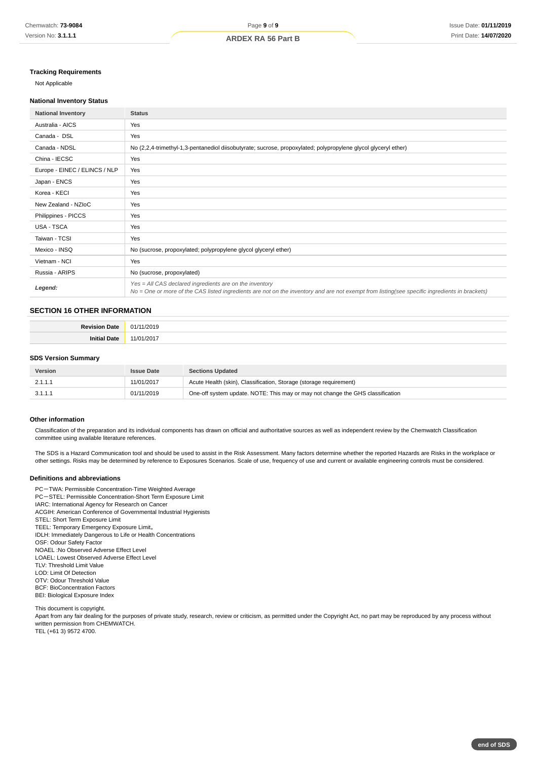### Tracking Requirements

Not Applicable

### National Inventory Status

| National Inventory | Status |
|---|---|
| Australia - AICS | Yes |
| Canada - DSL | Yes |
| Canada - NDSL | No (2,2,4-trimethyl-1,3-pentanediol diisobutyrate; sucrose, propoxylated; polypropylene glycol glyceryl ether) |
| China - IECSC | Yes |
| Europe - EINEC / ELINCS / NLP | Yes |
| Japan - ENCS | Yes |
| Korea - KECI | Yes |
| New Zealand - NZIoC | Yes |
| Philippines - PICCS | Yes |
| USA - TSCA | Yes |
| Taiwan - TCSI | Yes |
| Mexico - INSQ | No (sucrose, propoxylated; polypropylene glycol glyceryl ether) |
| Vietnam - NCI | Yes |
| Russia - ARIPS | No (sucrose, propoxylated) |
| *Legend:* | *Yes = All CAS declared ingredients are on the inventory*<br>*No = One or more of the CAS listed ingredients are not on the inventory and are not exempt from listing(see specific ingredients in brackets)* |

## SECTION 16 OTHER INFORMATION

| | |
|---|---|
| **Revision Date** | 01/11/2019 |
| **Initial Date** | 11/01/2017 |

### SDS Version Summary

| Version | Issue Date | Sections Updated |
|---|---|---|
| 2.1.1.1 | 11/01/2017 | Acute Health (skin), Classification, Storage (storage requirement) |
| 3.1.1.1 | 01/11/2019 | One-off system update. NOTE: This may or may not change the GHS classification |

### Other information

Classification of the preparation and its individual components has drawn on official and authoritative sources as well as independent review by the Chemwatch Classification committee using available literature references.

The SDS is a Hazard Communication tool and should be used to assist in the Risk Assessment. Many factors determine whether the reported Hazards are Risks in the workplace or other settings. Risks may be determined by reference to Exposures Scenarios. Scale of use, frequency of use and current or available engineering controls must be considered.

### Definitions and abbreviations

PC－TWA: Permissible Concentration-Time Weighted Average
PC－STEL: Permissible Concentration-Short Term Exposure Limit
IARC: International Agency for Research on Cancer
ACGIH: American Conference of Governmental Industrial Hygienists
STEL: Short Term Exposure Limit
TEEL: Temporary Emergency Exposure Limit。
IDLH: Immediately Dangerous to Life or Health Concentrations
OSF: Odour Safety Factor
NOAEL :No Observed Adverse Effect Level
LOAEL: Lowest Observed Adverse Effect Level
TLV: Threshold Limit Value
LOD: Limit Of Detection
OTV: Odour Threshold Value
BCF: BioConcentration Factors
BEI: Biological Exposure Index

This document is copyright.
Apart from any fair dealing for the purposes of private study, research, review or criticism, as permitted under the Copyright Act, no part may be reproduced by any process without written permission from CHEMWATCH.
TEL (+61 3) 9572 4700.

**end of SDS**